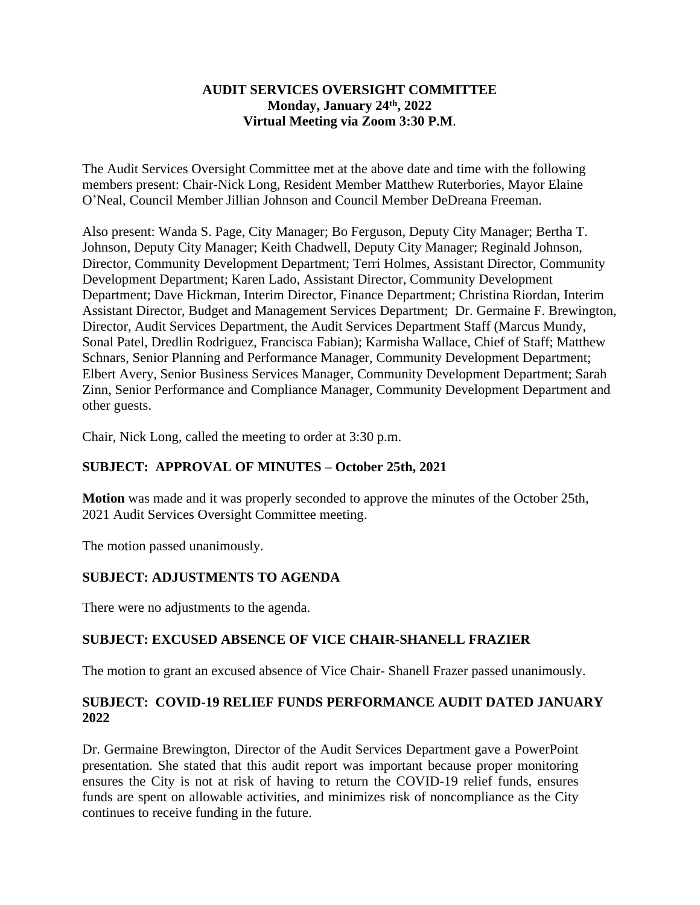**AUDIT SERVICES OVERSIGHT COMMITTEE**
**Monday, January 24th, 2022**
**Virtual Meeting via Zoom 3:30 P.M.**

The Audit Services Oversight Committee met at the above date and time with the following members present: Chair-Nick Long, Resident Member Matthew Ruterbories, Mayor Elaine O'Neal, Council Member Jillian Johnson and Council Member DeDreana Freeman.

Also present: Wanda S. Page, City Manager; Bo Ferguson, Deputy City Manager; Bertha T. Johnson, Deputy City Manager; Keith Chadwell, Deputy City Manager; Reginald Johnson, Director, Community Development Department; Terri Holmes, Assistant Director, Community Development Department; Karen Lado, Assistant Director, Community Development Department; Dave Hickman, Interim Director, Finance Department; Christina Riordan, Interim Assistant Director, Budget and Management Services Department; Dr. Germaine F. Brewington, Director, Audit Services Department, the Audit Services Department Staff (Marcus Mundy, Sonal Patel, Dredlin Rodriguez, Francisca Fabian); Karmisha Wallace, Chief of Staff; Matthew Schnars, Senior Planning and Performance Manager, Community Development Department; Elbert Avery, Senior Business Services Manager, Community Development Department; Sarah Zinn, Senior Performance and Compliance Manager, Community Development Department and other guests.

Chair, Nick Long, called the meeting to order at 3:30 p.m.

**SUBJECT: APPROVAL OF MINUTES – October 25th, 2021**

**Motion** was made and it was properly seconded to approve the minutes of the October 25th, 2021 Audit Services Oversight Committee meeting.

The motion passed unanimously.

**SUBJECT: ADJUSTMENTS TO AGENDA**

There were no adjustments to the agenda.

**SUBJECT: EXCUSED ABSENCE OF VICE CHAIR-SHANELL FRAZIER**

The motion to grant an excused absence of Vice Chair- Shanell Frazer passed unanimously.

**SUBJECT: COVID-19 RELIEF FUNDS PERFORMANCE AUDIT DATED JANUARY 2022**

Dr. Germaine Brewington, Director of the Audit Services Department gave a PowerPoint presentation. She stated that this audit report was important because proper monitoring ensures the City is not at risk of having to return the COVID-19 relief funds, ensures funds are spent on allowable activities, and minimizes risk of noncompliance as the City continues to receive funding in the future.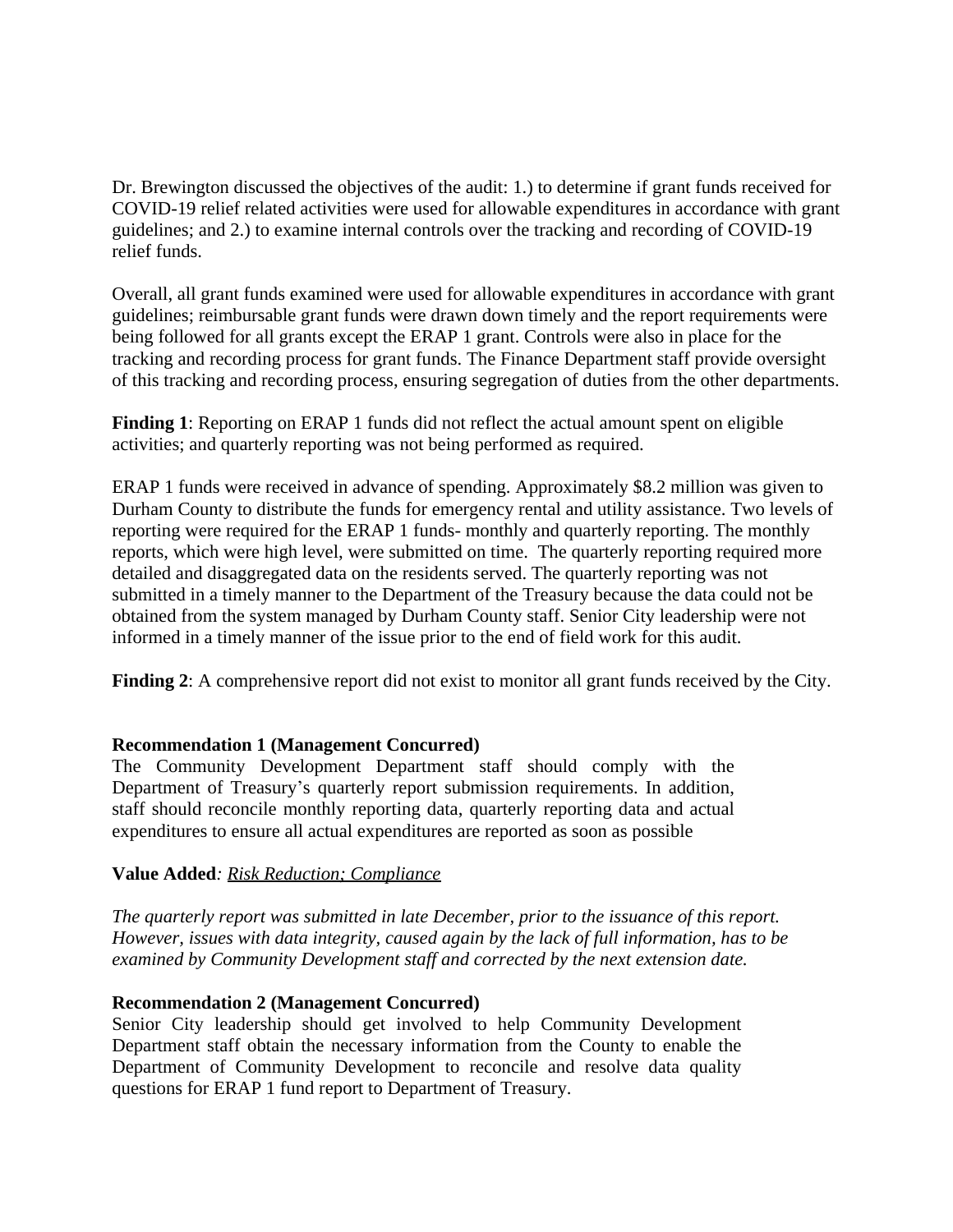Dr. Brewington discussed the objectives of the audit: 1.) to determine if grant funds received for COVID-19 relief related activities were used for allowable expenditures in accordance with grant guidelines; and 2.) to examine internal controls over the tracking and recording of COVID-19 relief funds.

Overall, all grant funds examined were used for allowable expenditures in accordance with grant guidelines; reimbursable grant funds were drawn down timely and the report requirements were being followed for all grants except the ERAP 1 grant. Controls were also in place for the tracking and recording process for grant funds. The Finance Department staff provide oversight of this tracking and recording process, ensuring segregation of duties from the other departments.

**Finding 1**: Reporting on ERAP 1 funds did not reflect the actual amount spent on eligible activities; and quarterly reporting was not being performed as required.

ERAP 1 funds were received in advance of spending. Approximately $8.2 million was given to Durham County to distribute the funds for emergency rental and utility assistance. Two levels of reporting were required for the ERAP 1 funds- monthly and quarterly reporting. The monthly reports, which were high level, were submitted on time. The quarterly reporting required more detailed and disaggregated data on the residents served. The quarterly reporting was not submitted in a timely manner to the Department of the Treasury because the data could not be obtained from the system managed by Durham County staff. Senior City leadership were not informed in a timely manner of the issue prior to the end of field work for this audit.

**Finding 2**: A comprehensive report did not exist to monitor all grant funds received by the City.

**Recommendation 1 (Management Concurred)**
The Community Development Department staff should comply with the Department of Treasury's quarterly report submission requirements. In addition, staff should reconcile monthly reporting data, quarterly reporting data and actual expenditures to ensure all actual expenditures are reported as soon as possible

**Value Added**: Risk Reduction; Compliance

*The quarterly report was submitted in late December, prior to the issuance of this report. However, issues with data integrity, caused again by the lack of full information, has to be examined by Community Development staff and corrected by the next extension date.*

**Recommendation 2 (Management Concurred)**
Senior City leadership should get involved to help Community Development Department staff obtain the necessary information from the County to enable the Department of Community Development to reconcile and resolve data quality questions for ERAP 1 fund report to Department of Treasury.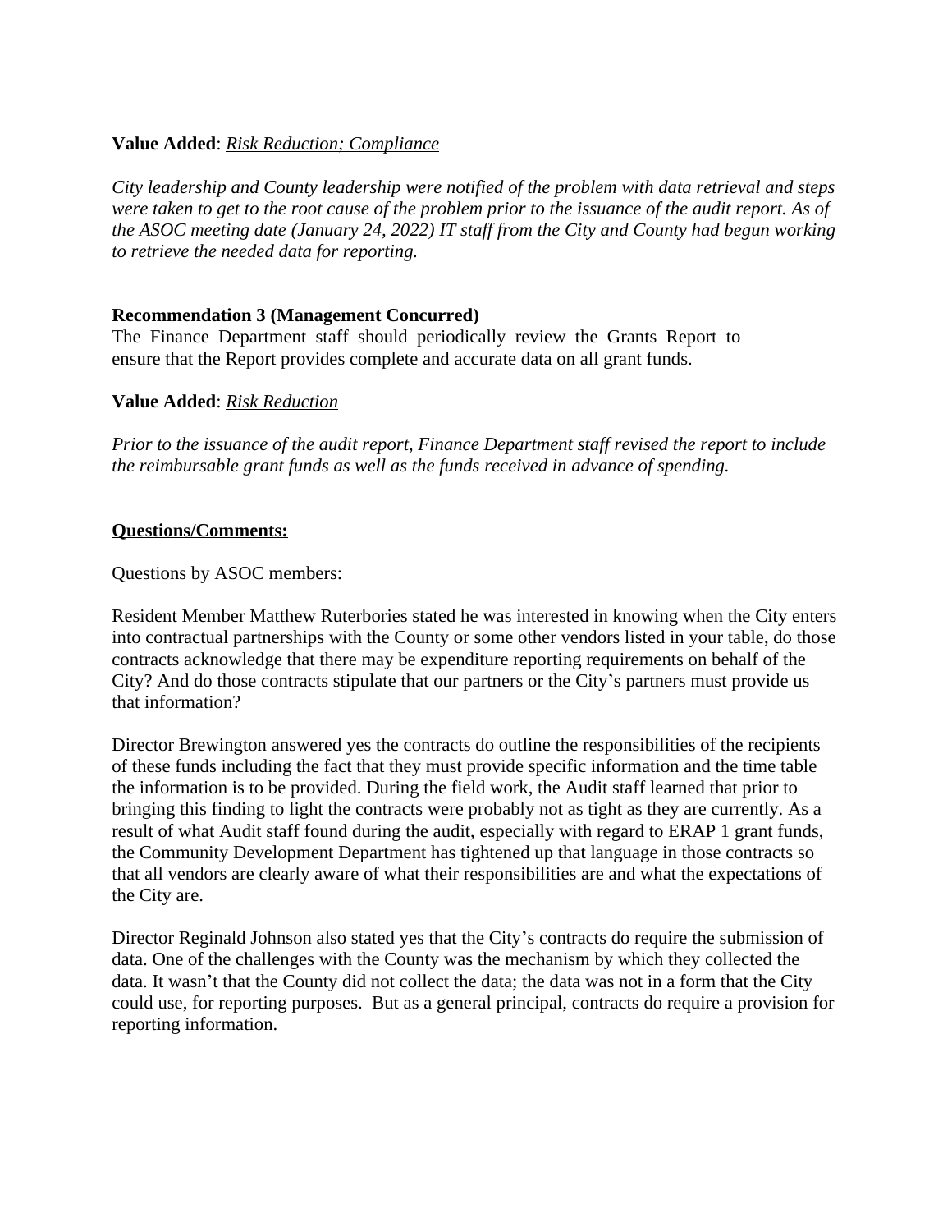**Value Added**: _Risk Reduction; Compliance_

*City leadership and County leadership were notified of the problem with data retrieval and steps were taken to get to the root cause of the problem prior to the issuance of the audit report. As of the ASOC meeting date (January 24, 2022) IT staff from the City and County had begun working to retrieve the needed data for reporting.*

**Recommendation 3 (Management Concurred)**
The Finance Department staff should periodically review the Grants Report to ensure that the Report provides complete and accurate data on all grant funds.

**Value Added**: _Risk Reduction_

*Prior to the issuance of the audit report, Finance Department staff revised the report to include the reimbursable grant funds as well as the funds received in advance of spending.*

**<u>Questions/Comments:</u>**

Questions by ASOC members:

Resident Member Matthew Ruterbories stated he was interested in knowing when the City enters into contractual partnerships with the County or some other vendors listed in your table, do those contracts acknowledge that there may be expenditure reporting requirements on behalf of the City? And do those contracts stipulate that our partners or the City's partners must provide us that information?

Director Brewington answered yes the contracts do outline the responsibilities of the recipients of these funds including the fact that they must provide specific information and the time table the information is to be provided. During the field work, the Audit staff learned that prior to bringing this finding to light the contracts were probably not as tight as they are currently. As a result of what Audit staff found during the audit, especially with regard to ERAP 1 grant funds, the Community Development Department has tightened up that language in those contracts so that all vendors are clearly aware of what their responsibilities are and what the expectations of the City are.

Director Reginald Johnson also stated yes that the City's contracts do require the submission of data. One of the challenges with the County was the mechanism by which they collected the data. It wasn't that the County did not collect the data; the data was not in a form that the City could use, for reporting purposes. But as a general principal, contracts do require a provision for reporting information.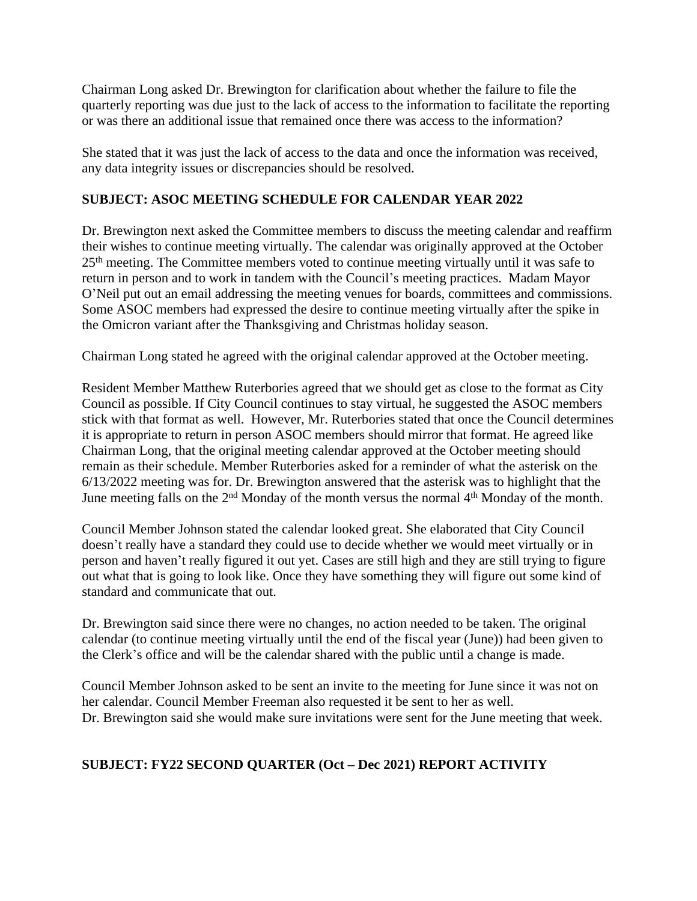Chairman Long asked Dr. Brewington for clarification about whether the failure to file the quarterly reporting was due just to the lack of access to the information to facilitate the reporting or was there an additional issue that remained once there was access to the information?

She stated that it was just the lack of access to the data and once the information was received, any data integrity issues or discrepancies should be resolved.

**SUBJECT: ASOC MEETING SCHEDULE FOR CALENDAR YEAR 2022**

Dr. Brewington next asked the Committee members to discuss the meeting calendar and reaffirm their wishes to continue meeting virtually. The calendar was originally approved at the October 25th meeting. The Committee members voted to continue meeting virtually until it was safe to return in person and to work in tandem with the Council's meeting practices. Madam Mayor O'Neil put out an email addressing the meeting venues for boards, committees and commissions. Some ASOC members had expressed the desire to continue meeting virtually after the spike in the Omicron variant after the Thanksgiving and Christmas holiday season.

Chairman Long stated he agreed with the original calendar approved at the October meeting.

Resident Member Matthew Ruterbories agreed that we should get as close to the format as City Council as possible. If City Council continues to stay virtual, he suggested the ASOC members stick with that format as well. However, Mr. Ruterbories stated that once the Council determines it is appropriate to return in person ASOC members should mirror that format. He agreed like Chairman Long, that the original meeting calendar approved at the October meeting should remain as their schedule. Member Ruterbories asked for a reminder of what the asterisk on the 6/13/2022 meeting was for. Dr. Brewington answered that the asterisk was to highlight that the June meeting falls on the 2nd Monday of the month versus the normal 4th Monday of the month.

Council Member Johnson stated the calendar looked great. She elaborated that City Council doesn't really have a standard they could use to decide whether we would meet virtually or in person and haven't really figured it out yet. Cases are still high and they are still trying to figure out what that is going to look like. Once they have something they will figure out some kind of standard and communicate that out.

Dr. Brewington said since there were no changes, no action needed to be taken. The original calendar (to continue meeting virtually until the end of the fiscal year (June)) had been given to the Clerk's office and will be the calendar shared with the public until a change is made.

Council Member Johnson asked to be sent an invite to the meeting for June since it was not on her calendar. Council Member Freeman also requested it be sent to her as well.
Dr. Brewington said she would make sure invitations were sent for the June meeting that week.

**SUBJECT: FY22 SECOND QUARTER (Oct – Dec 2021) REPORT ACTIVITY**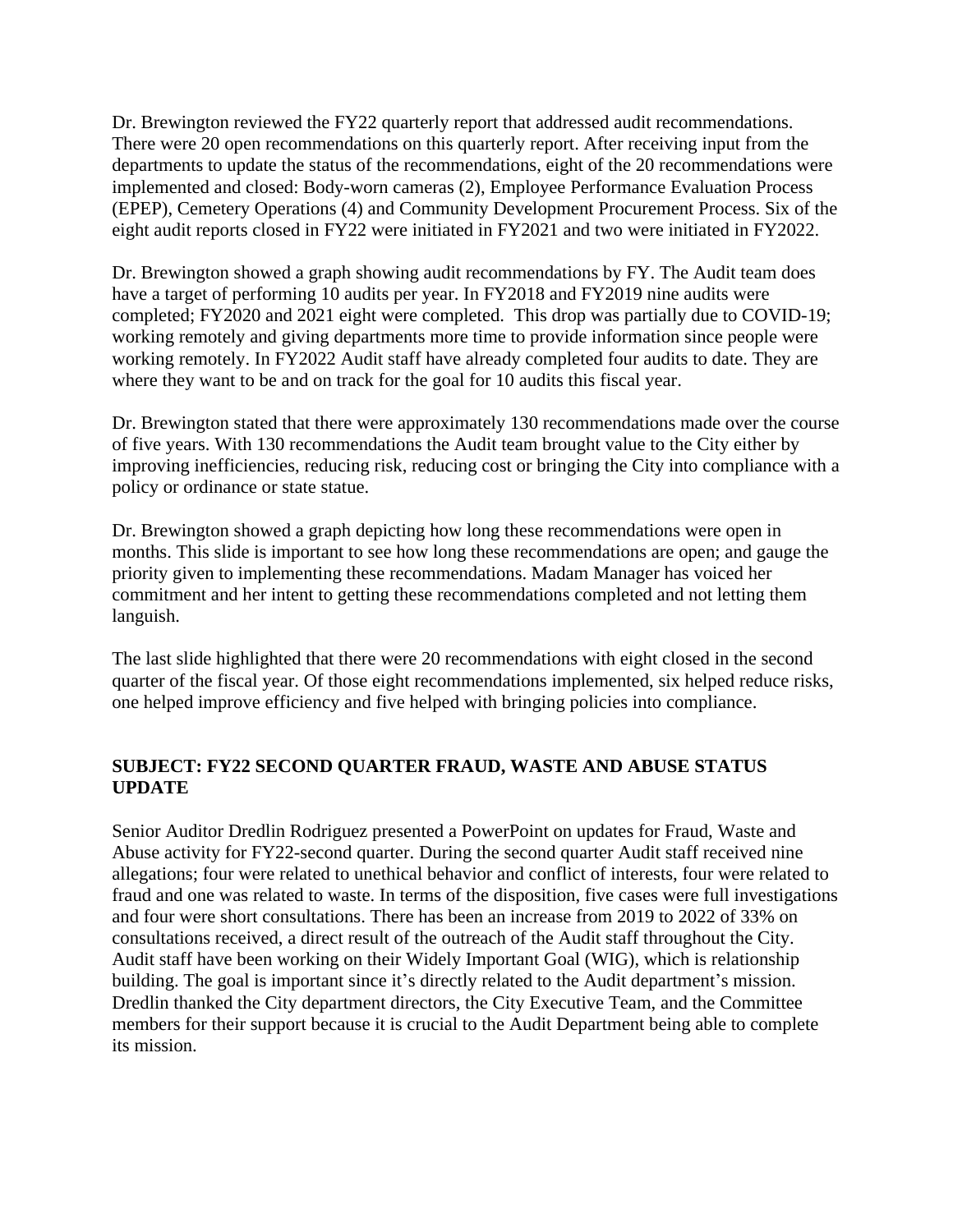Dr. Brewington reviewed the FY22 quarterly report that addressed audit recommendations. There were 20 open recommendations on this quarterly report. After receiving input from the departments to update the status of the recommendations, eight of the 20 recommendations were implemented and closed: Body-worn cameras (2), Employee Performance Evaluation Process (EPEP), Cemetery Operations (4) and Community Development Procurement Process. Six of the eight audit reports closed in FY22 were initiated in FY2021 and two were initiated in FY2022.

Dr. Brewington showed a graph showing audit recommendations by FY. The Audit team does have a target of performing 10 audits per year. In FY2018 and FY2019 nine audits were completed; FY2020 and 2021 eight were completed. This drop was partially due to COVID-19; working remotely and giving departments more time to provide information since people were working remotely. In FY2022 Audit staff have already completed four audits to date. They are where they want to be and on track for the goal for 10 audits this fiscal year.

Dr. Brewington stated that there were approximately 130 recommendations made over the course of five years. With 130 recommendations the Audit team brought value to the City either by improving inefficiencies, reducing risk, reducing cost or bringing the City into compliance with a policy or ordinance or state statue.

Dr. Brewington showed a graph depicting how long these recommendations were open in months. This slide is important to see how long these recommendations are open; and gauge the priority given to implementing these recommendations. Madam Manager has voiced her commitment and her intent to getting these recommendations completed and not letting them languish.

The last slide highlighted that there were 20 recommendations with eight closed in the second quarter of the fiscal year. Of those eight recommendations implemented, six helped reduce risks, one helped improve efficiency and five helped with bringing policies into compliance.

**SUBJECT: FY22 SECOND QUARTER FRAUD, WASTE AND ABUSE STATUS UPDATE**

Senior Auditor Dredlin Rodriguez presented a PowerPoint on updates for Fraud, Waste and Abuse activity for FY22-second quarter. During the second quarter Audit staff received nine allegations; four were related to unethical behavior and conflict of interests, four were related to fraud and one was related to waste. In terms of the disposition, five cases were full investigations and four were short consultations. There has been an increase from 2019 to 2022 of 33% on consultations received, a direct result of the outreach of the Audit staff throughout the City. Audit staff have been working on their Widely Important Goal (WIG), which is relationship building. The goal is important since it's directly related to the Audit department's mission. Dredlin thanked the City department directors, the City Executive Team, and the Committee members for their support because it is crucial to the Audit Department being able to complete its mission.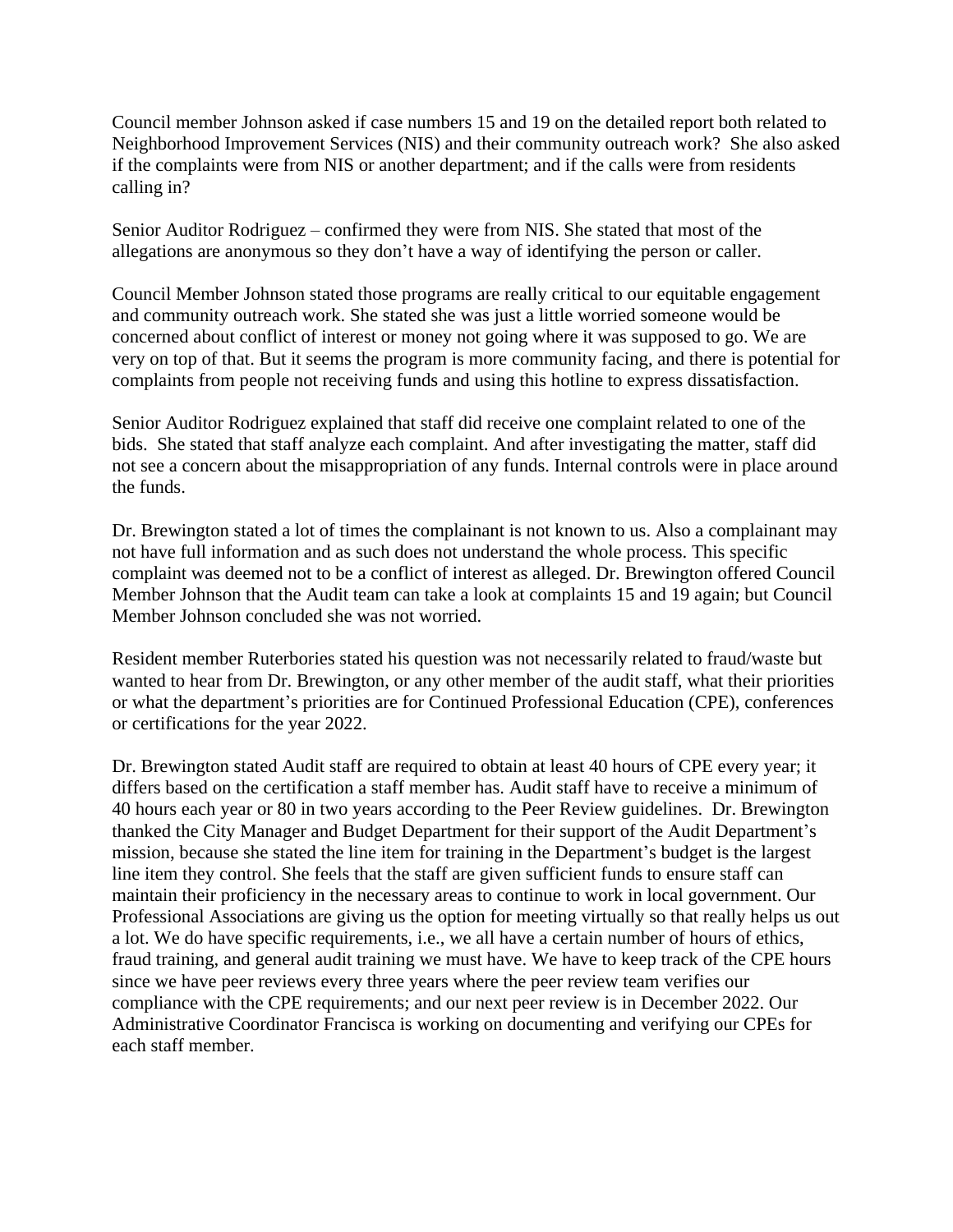Council member Johnson asked if case numbers 15 and 19 on the detailed report both related to Neighborhood Improvement Services (NIS) and their community outreach work? She also asked if the complaints were from NIS or another department; and if the calls were from residents calling in?

Senior Auditor Rodriguez – confirmed they were from NIS. She stated that most of the allegations are anonymous so they don't have a way of identifying the person or caller.

Council Member Johnson stated those programs are really critical to our equitable engagement and community outreach work. She stated she was just a little worried someone would be concerned about conflict of interest or money not going where it was supposed to go. We are very on top of that. But it seems the program is more community facing, and there is potential for complaints from people not receiving funds and using this hotline to express dissatisfaction.

Senior Auditor Rodriguez explained that staff did receive one complaint related to one of the bids. She stated that staff analyze each complaint. And after investigating the matter, staff did not see a concern about the misappropriation of any funds. Internal controls were in place around the funds.

Dr. Brewington stated a lot of times the complainant is not known to us. Also a complainant may not have full information and as such does not understand the whole process. This specific complaint was deemed not to be a conflict of interest as alleged. Dr. Brewington offered Council Member Johnson that the Audit team can take a look at complaints 15 and 19 again; but Council Member Johnson concluded she was not worried.

Resident member Ruterbories stated his question was not necessarily related to fraud/waste but wanted to hear from Dr. Brewington, or any other member of the audit staff, what their priorities or what the department's priorities are for Continued Professional Education (CPE), conferences or certifications for the year 2022.

Dr. Brewington stated Audit staff are required to obtain at least 40 hours of CPE every year; it differs based on the certification a staff member has. Audit staff have to receive a minimum of 40 hours each year or 80 in two years according to the Peer Review guidelines. Dr. Brewington thanked the City Manager and Budget Department for their support of the Audit Department's mission, because she stated the line item for training in the Department's budget is the largest line item they control. She feels that the staff are given sufficient funds to ensure staff can maintain their proficiency in the necessary areas to continue to work in local government. Our Professional Associations are giving us the option for meeting virtually so that really helps us out a lot. We do have specific requirements, i.e., we all have a certain number of hours of ethics, fraud training, and general audit training we must have. We have to keep track of the CPE hours since we have peer reviews every three years where the peer review team verifies our compliance with the CPE requirements; and our next peer review is in December 2022. Our Administrative Coordinator Francisca is working on documenting and verifying our CPEs for each staff member.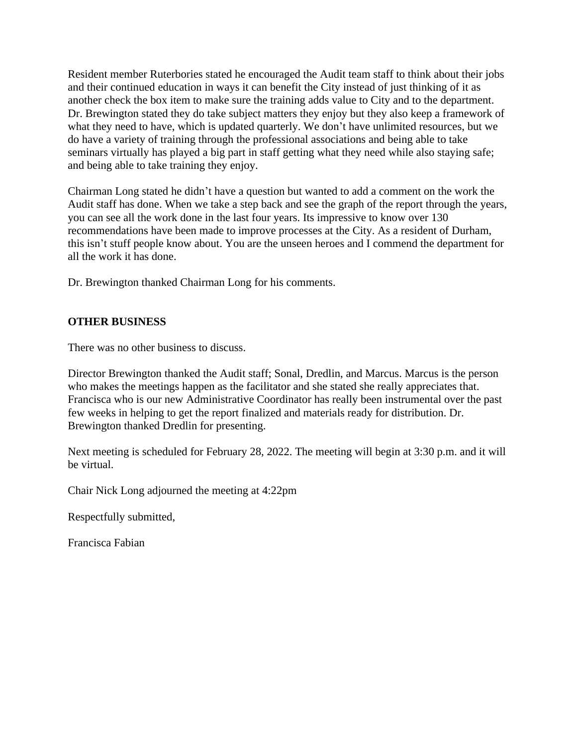Resident member Ruterbories stated he encouraged the Audit team staff to think about their jobs and their continued education in ways it can benefit the City instead of just thinking of it as another check the box item to make sure the training adds value to City and to the department. Dr. Brewington stated they do take subject matters they enjoy but they also keep a framework of what they need to have, which is updated quarterly. We don't have unlimited resources, but we do have a variety of training through the professional associations and being able to take seminars virtually has played a big part in staff getting what they need while also staying safe; and being able to take training they enjoy.

Chairman Long stated he didn't have a question but wanted to add a comment on the work the Audit staff has done. When we take a step back and see the graph of the report through the years, you can see all the work done in the last four years. Its impressive to know over 130 recommendations have been made to improve processes at the City. As a resident of Durham, this isn't stuff people know about. You are the unseen heroes and I commend the department for all the work it has done.

Dr. Brewington thanked Chairman Long for his comments.

**OTHER BUSINESS**

There was no other business to discuss.

Director Brewington thanked the Audit staff; Sonal, Dredlin, and Marcus. Marcus is the person who makes the meetings happen as the facilitator and she stated she really appreciates that. Francisca who is our new Administrative Coordinator has really been instrumental over the past few weeks in helping to get the report finalized and materials ready for distribution. Dr. Brewington thanked Dredlin for presenting.

Next meeting is scheduled for February 28, 2022. The meeting will begin at 3:30 p.m. and it will be virtual.

Chair Nick Long adjourned the meeting at 4:22pm

Respectfully submitted,

Francisca Fabian